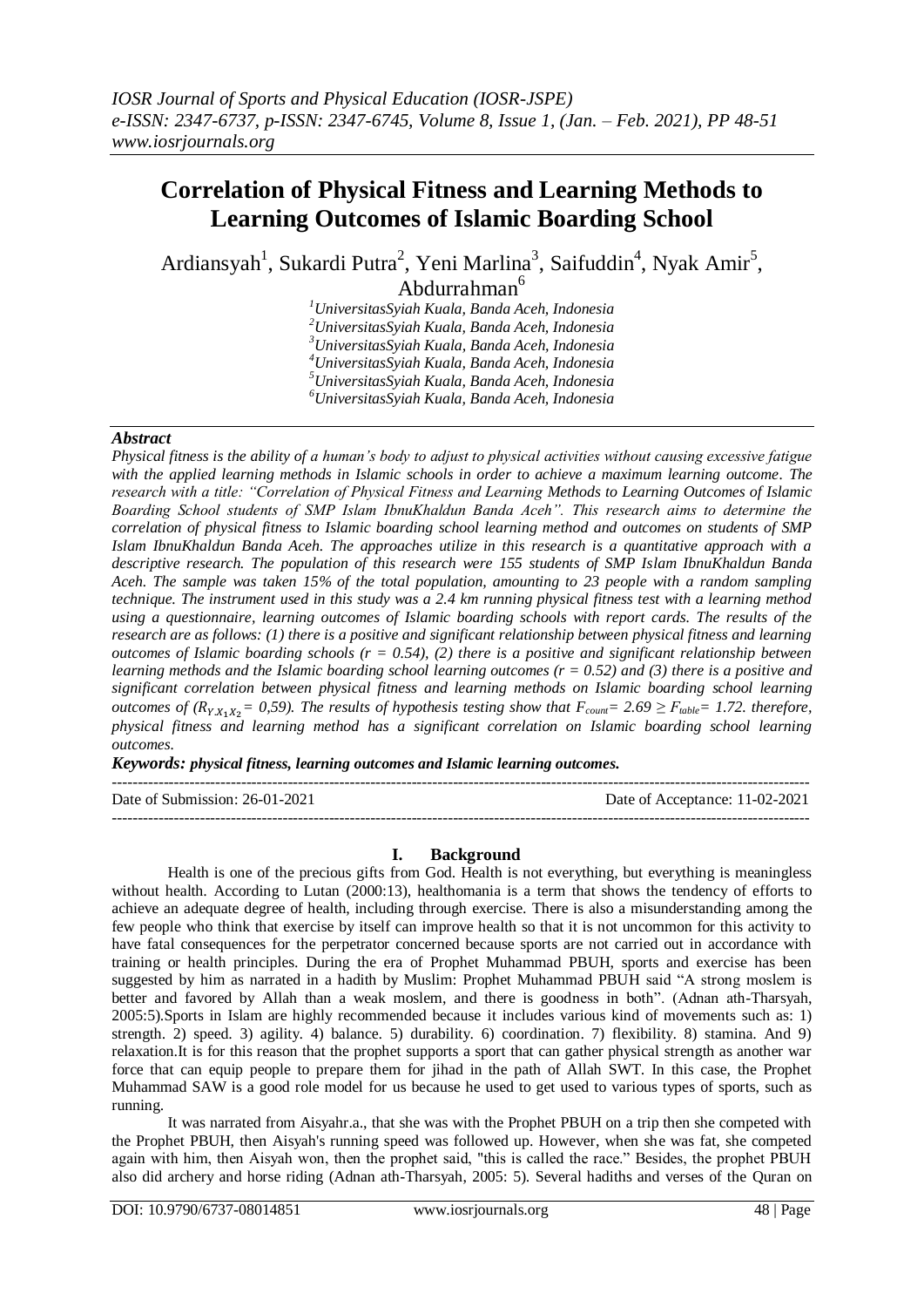# Correlation of Physical Fitness and Learning Methods to Learning Outcomes of Islamic Boarding School

Ardiansyah[1], Sukardi Putra[2], Yeni Marlina[3], Saifuddin[4], Nyak Amir[5], Abdurrahman[6]

[1]UniversitasSyiah Kuala, Banda Aceh, Indonesia
[2]UniversitasSyiah Kuala, Banda Aceh, Indonesia
[3]UniversitasSyiah Kuala, Banda Aceh, Indonesia
[4]UniversitasSyiah Kuala, Banda Aceh, Indonesia
[5]UniversitasSyiah Kuala, Banda Aceh, Indonesia
[6]UniversitasSyiah Kuala, Banda Aceh, Indonesia

***Abstract***

*Physical fitness is the ability of a human's body to adjust to physical activities without causing excessive fatigue with the applied learning methods in Islamic schools in order to achieve a maximum learning outcome. The research with a title: "Correlation of Physical Fitness and Learning Methods to Learning Outcomes of Islamic Boarding School students of SMP Islam IbnuKhaldun Banda Aceh". This research aims to determine the correlation of physical fitness to Islamic boarding school learning method and outcomes on students of SMP Islam IbnuKhaldun Banda Aceh. The approaches utilize in this research is a quantitative approach with a descriptive research. The population of this research were 155 students of SMP Islam IbnuKhaldun Banda Aceh. The sample was taken 15% of the total population, amounting to 23 people with a random sampling technique. The instrument used in this study was a 2.4 km running physical fitness test with a learning method using a questionnaire, learning outcomes of Islamic boarding schools with report cards. The results of the research are as follows: (1) there is a positive and significant relationship between physical fitness and learning outcomes of Islamic boarding schools (r = 0.54), (2) there is a positive and significant relationship between learning methods and the Islamic boarding school learning outcomes (r = 0.52) and (3) there is a positive and significant correlation between physical fitness and learning methods on Islamic boarding school learning outcomes of ($R_{YX_1X_2}$ = 0,59). The results of hypothesis testing show that $F_{count}$ = 2.69 ≥ $F_{table}$ = 1.72. therefore, physical fitness and learning method has a significant correlation on Islamic boarding school learning outcomes.*

***Keywords:** **physical fitness, learning outcomes and Islamic learning outcomes.***

---

Date of Submission: 26-01-2021 | Date of Acceptance: 11-02-2021

---

## I. Background

Health is one of the precious gifts from God. Health is not everything, but everything is meaningless without health. According to Lutan (2000:13), healthomania is a term that shows the tendency of efforts to achieve an adequate degree of health, including through exercise. There is also a misunderstanding among the few people who think that exercise by itself can improve health so that it is not uncommon for this activity to have fatal consequences for the perpetrator concerned because sports are not carried out in accordance with training or health principles. During the era of Prophet Muhammad PBUH, sports and exercise has been suggested by him as narrated in a hadith by Muslim: Prophet Muhammad PBUH said "A strong moslem is better and favored by Allah than a weak moslem, and there is goodness in both". (Adnan ath-Tharsyah, 2005:5).Sports in Islam are highly recommended because it includes various kind of movements such as: 1) strength. 2) speed. 3) agility. 4) balance. 5) durability. 6) coordination. 7) flexibility. 8) stamina. And 9) relaxation.It is for this reason that the prophet supports a sport that can gather physical strength as another war force that can equip people to prepare them for jihad in the path of Allah SWT. In this case, the Prophet Muhammad SAW is a good role model for us because he used to get used to various types of sports, such as running.

It was narrated from Aisyahr.a., that she was with the Prophet PBUH on a trip then she competed with the Prophet PBUH, then Aisyah's running speed was followed up. However, when she was fat, she competed again with him, then Aisyah won, then the prophet said, "this is called the race." Besides, the prophet PBUH also did archery and horse riding (Adnan ath-Tharsyah, 2005: 5). Several hadiths and verses of the Quran on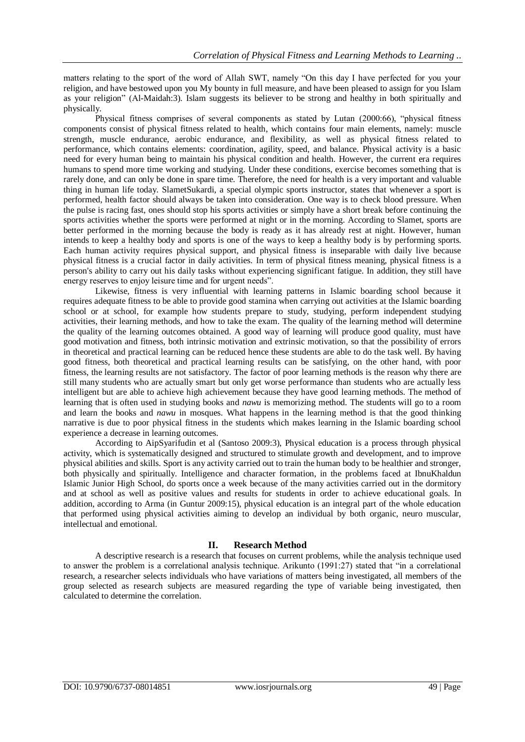matters relating to the sport of the word of Allah SWT, namely "On this day I have perfected for you your religion, and have bestowed upon you My bounty in full measure, and have been pleased to assign for you Islam as your religion" (Al-Maidah:3). Islam suggests its believer to be strong and healthy in both spiritually and physically.

Physical fitness comprises of several components as stated by Lutan (2000:66), "physical fitness components consist of physical fitness related to health, which contains four main elements, namely: muscle strength, muscle endurance, aerobic endurance, and flexibility, as well as physical fitness related to performance, which contains elements: coordination, agility, speed, and balance. Physical activity is a basic need for every human being to maintain his physical condition and health. However, the current era requires humans to spend more time working and studying. Under these conditions, exercise becomes something that is rarely done, and can only be done in spare time. Therefore, the need for health is a very important and valuable thing in human life today. SlametSukardi, a special olympic sports instructor, states that whenever a sport is performed, health factor should always be taken into consideration. One way is to check blood pressure. When the pulse is racing fast, ones should stop his sports activities or simply have a short break before continuing the sports activities whether the sports were performed at night or in the morning. According to Slamet, sports are better performed in the morning because the body is ready as it has already rest at night. However, human intends to keep a healthy body and sports is one of the ways to keep a healthy body is by performing sports. Each human activity requires physical support, and physical fitness is inseparable with daily live because physical fitness is a crucial factor in daily activities. In term of physical fitness meaning, physical fitness is a person's ability to carry out his daily tasks without experiencing significant fatigue. In addition, they still have energy reserves to enjoy leisure time and for urgent needs".

Likewise, fitness is very influential with learning patterns in Islamic boarding school because it requires adequate fitness to be able to provide good stamina when carrying out activities at the Islamic boarding school or at school, for example how students prepare to study, studying, perform independent studying activities, their learning methods, and how to take the exam. The quality of the learning method will determine the quality of the learning outcomes obtained. A good way of learning will produce good quality, must have good motivation and fitness, both intrinsic motivation and extrinsic motivation, so that the possibility of errors in theoretical and practical learning can be reduced hence these students are able to do the task well. By having good fitness, both theoretical and practical learning results can be satisfying, on the other hand, with poor fitness, the learning results are not satisfactory. The factor of poor learning methods is the reason why there are still many students who are actually smart but only get worse performance than students who are actually less intelligent but are able to achieve high achievement because they have good learning methods. The method of learning that is often used in studying books and *nawu* is memorizing method. The students will go to a room and learn the books and *nawu* in mosques. What happens in the learning method is that the good thinking narrative is due to poor physical fitness in the students which makes learning in the Islamic boarding school experience a decrease in learning outcomes.

According to AipSyarifudin et al (Santoso 2009:3), Physical education is a process through physical activity, which is systematically designed and structured to stimulate growth and development, and to improve physical abilities and skills. Sport is any activity carried out to train the human body to be healthier and stronger, both physically and spiritually. Intelligence and character formation, in the problems faced at IbnuKhaldun Islamic Junior High School, do sports once a week because of the many activities carried out in the dormitory and at school as well as positive values and results for students in order to achieve educational goals. In addition, according to Arma (in Guntur 2009:15), physical education is an integral part of the whole education that performed using physical activities aiming to develop an individual by both organic, neuro muscular, intellectual and emotional.

## II. Research Method

A descriptive research is a research that focuses on current problems, while the analysis technique used to answer the problem is a correlational analysis technique. Arikunto (1991:27) stated that "in a correlational research, a researcher selects individuals who have variations of matters being investigated, all members of the group selected as research subjects are measured regarding the type of variable being investigated, then calculated to determine the correlation.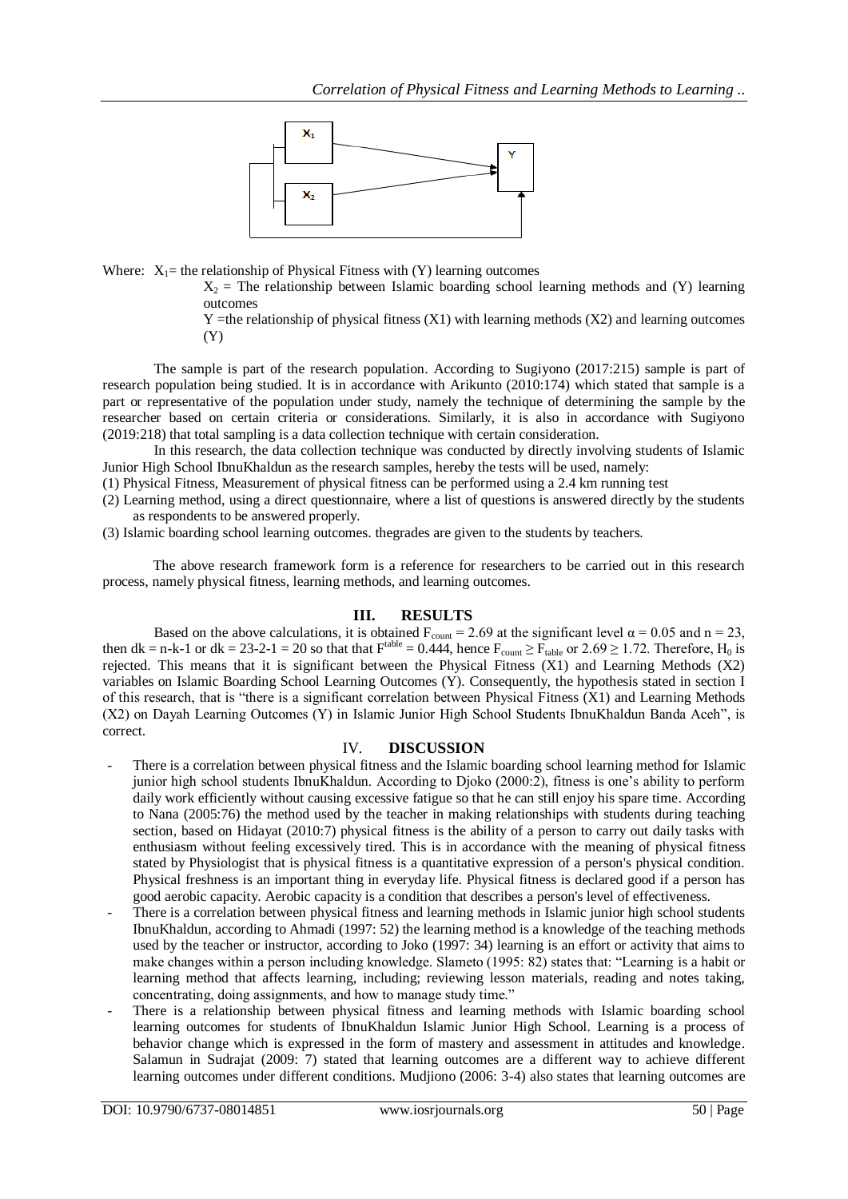Where: $X_1$= the relationship of Physical Fitness with (Y) learning outcomes

$X_2$ = The relationship between Islamic boarding school learning methods and (Y) learning outcomes

Y =the relationship of physical fitness (X1) with learning methods (X2) and learning outcomes (Y)

The sample is part of the research population. According to Sugiyono (2017:215) sample is part of research population being studied. It is in accordance with Arikunto (2010:174) which stated that sample is a part or representative of the population under study, namely the technique of determining the sample by the researcher based on certain criteria or considerations. Similarly, it is also in accordance with Sugiyono (2019:218) that total sampling is a data collection technique with certain consideration.

In this research, the data collection technique was conducted by directly involving students of Islamic Junior High School IbnuKhaldun as the research samples, hereby the tests will be used, namely:

(1) Physical Fitness, Measurement of physical fitness can be performed using a 2.4 km running test

(2) Learning method, using a direct questionnaire, where a list of questions is answered directly by the students as respondents to be answered properly.

(3) Islamic boarding school learning outcomes. thegrades are given to the students by teachers.

The above research framework form is a reference for researchers to be carried out in this research process, namely physical fitness, learning methods, and learning outcomes.

## III. RESULTS

Based on the above calculations, it is obtained $F_{count} = 2.69$ at the significant level $\alpha = 0.05$ and n = 23, then dk = n-k-1 or dk = 23-2-1 = 20 so that that $F^{table} = 0.444$, hence $F_{count} \geq F_{table}$ or $2.69 \geq 1.72$. Therefore, $H_0$ is rejected. This means that it is significant between the Physical Fitness (X1) and Learning Methods (X2) variables on Islamic Boarding School Learning Outcomes (Y). Consequently, the hypothesis stated in section I of this research, that is "there is a significant correlation between Physical Fitness (X1) and Learning Methods (X2) on Dayah Learning Outcomes (Y) in Islamic Junior High School Students IbnuKhaldun Banda Aceh", is correct.

## IV. DISCUSSION

- There is a correlation between physical fitness and the Islamic boarding school learning method for Islamic junior high school students IbnuKhaldun. According to Djoko (2000:2), fitness is one's ability to perform daily work efficiently without causing excessive fatigue so that he can still enjoy his spare time. According to Nana (2005:76) the method used by the teacher in making relationships with students during teaching section, based on Hidayat (2010:7) physical fitness is the ability of a person to carry out daily tasks with enthusiasm without feeling excessively tired. This is in accordance with the meaning of physical fitness stated by Physiologist that is physical fitness is a quantitative expression of a person's physical condition. Physical freshness is an important thing in everyday life. Physical fitness is declared good if a person has good aerobic capacity. Aerobic capacity is a condition that describes a person's level of effectiveness.
- There is a correlation between physical fitness and learning methods in Islamic junior high school students IbnuKhaldun, according to Ahmadi (1997: 52) the learning method is a knowledge of the teaching methods used by the teacher or instructor, according to Joko (1997: 34) learning is an effort or activity that aims to make changes within a person including knowledge. Slameto (1995: 82) states that: "Learning is a habit or learning method that affects learning, including; reviewing lesson materials, reading and notes taking, concentrating, doing assignments, and how to manage study time."
- There is a relationship between physical fitness and learning methods with Islamic boarding school learning outcomes for students of IbnuKhaldun Islamic Junior High School. Learning is a process of behavior change which is expressed in the form of mastery and assessment in attitudes and knowledge. Salamun in Sudrajat (2009: 7) stated that learning outcomes are a different way to achieve different learning outcomes under different conditions. Mudjiono (2006: 3-4) also states that learning outcomes are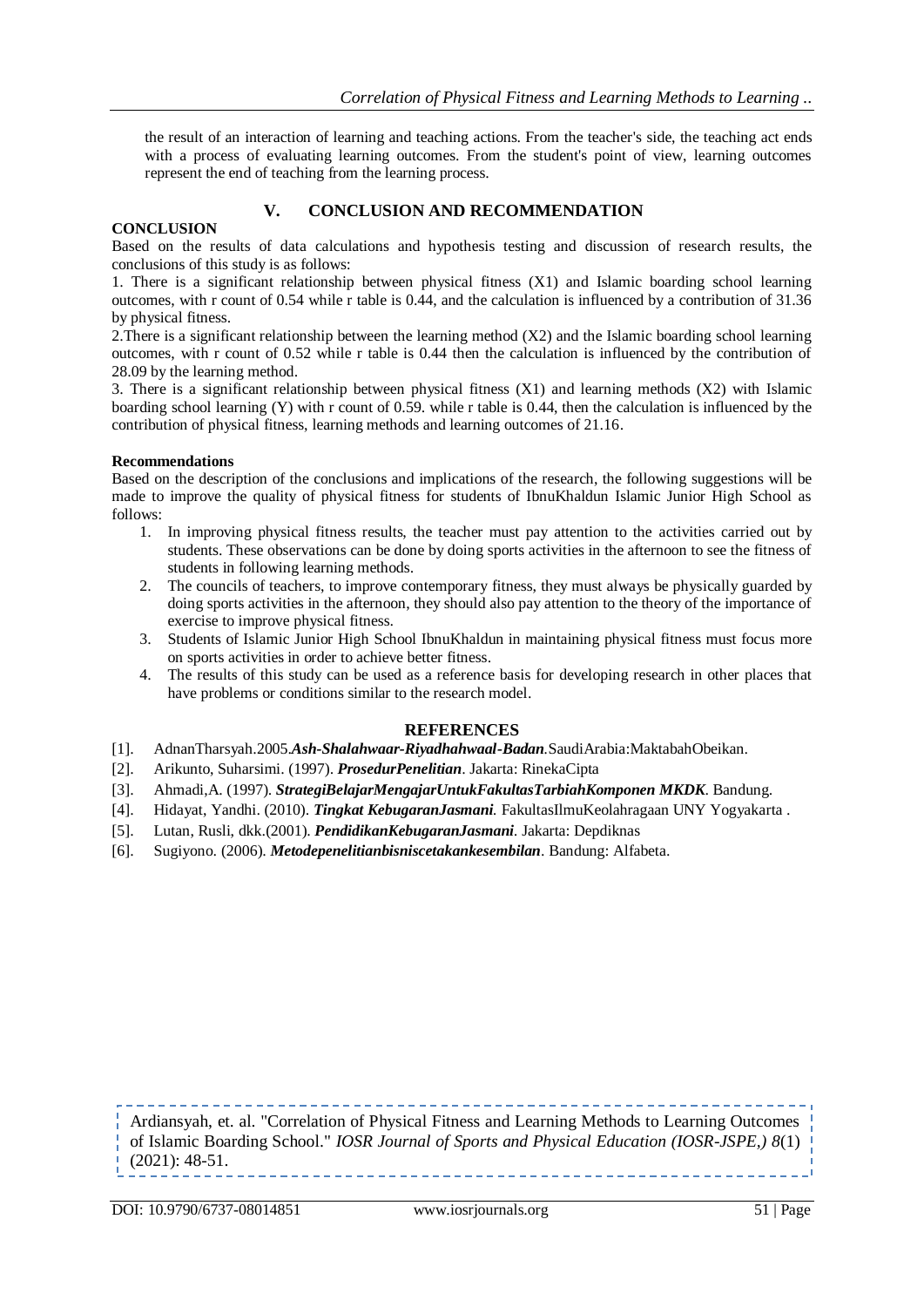the result of an interaction of learning and teaching actions. From the teacher's side, the teaching act ends with a process of evaluating learning outcomes. From the student's point of view, learning outcomes represent the end of teaching from the learning process.

## V. CONCLUSION AND RECOMMENDATION

**CONCLUSION**

Based on the results of data calculations and hypothesis testing and discussion of research results, the conclusions of this study is as follows:

1. There is a significant relationship between physical fitness (X1) and Islamic boarding school learning outcomes, with r count of 0.54 while r table is 0.44, and the calculation is influenced by a contribution of 31.36 by physical fitness.
2. There is a significant relationship between the learning method (X2) and the Islamic boarding school learning outcomes, with r count of 0.52 while r table is 0.44 then the calculation is influenced by the contribution of 28.09 by the learning method.
3. There is a significant relationship between physical fitness (X1) and learning methods (X2) with Islamic boarding school learning (Y) with r count of 0.59. while r table is 0.44, then the calculation is influenced by the contribution of physical fitness, learning methods and learning outcomes of 21.16.

**Recommendations**

Based on the description of the conclusions and implications of the research, the following suggestions will be made to improve the quality of physical fitness for students of IbnuKhaldun Islamic Junior High School as follows:

1. In improving physical fitness results, the teacher must pay attention to the activities carried out by students. These observations can be done by doing sports activities in the afternoon to see the fitness of students in following learning methods.
2. The councils of teachers, to improve contemporary fitness, they must always be physically guarded by doing sports activities in the afternoon, they should also pay attention to the theory of the importance of exercise to improve physical fitness.
3. Students of Islamic Junior High School IbnuKhaldun in maintaining physical fitness must focus more on sports activities in order to achieve better fitness.
4. The results of this study can be used as a reference basis for developing research in other places that have problems or conditions similar to the research model.

## REFERENCES

[1]. AdnanTharsyah.2005.***Ash-Shalahwaar-Riyadhahwaal-Badan***.SaudiArabia:MaktabahObeikan.

[2]. Arikunto, Suharsimi. (1997). ***ProsedurPenelitian***. Jakarta: RinekaCipta

[3]. Ahmadi,A. (1997). ***StrategiBelajarMengajarUntukFakultasTarbiahKomponen MKDK***. Bandung.

[4]. Hidayat, Yandhi. (2010). ***Tingkat KebugaranJasmani***. FakultasIlmuKeolahragaan UNY Yogyakarta .

[5]. Lutan, Rusli, dkk.(2001). ***PendidikanKebugaranJasmani***. Jakarta: Depdiknas

[6]. Sugiyono. (2006). ***Metodepenelitianbisniscetakankesembilan***. Bandung: Alfabeta.

Ardiansyah, et. al. "Correlation of Physical Fitness and Learning Methods to Learning Outcomes of Islamic Boarding School." *IOSR Journal of Sports and Physical Education (IOSR-JSPE,) 8*(1) (2021): 48-51.